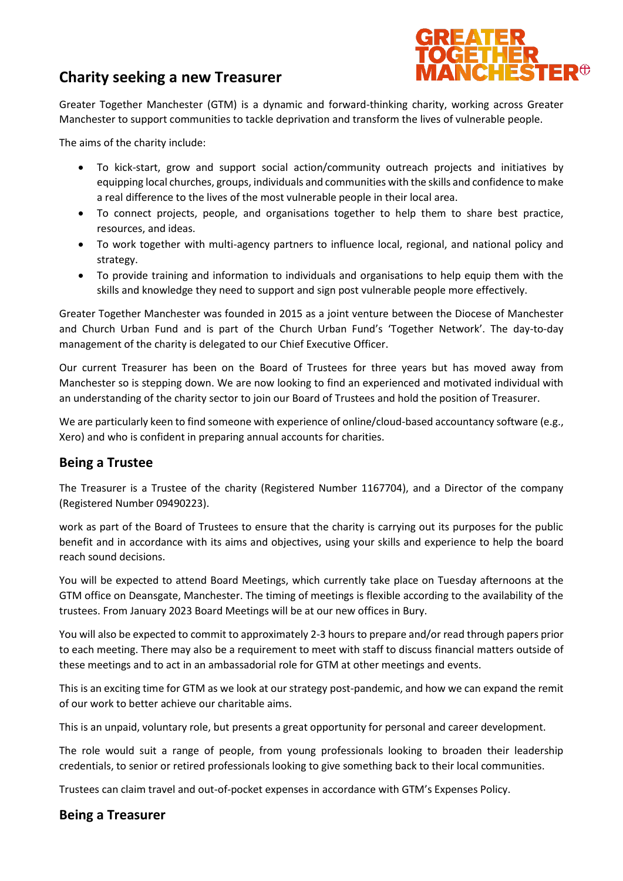# Charity seeking a new Treasurer

Greater Together Manchester (GTM) is a dynamic and forward-thinking charity, working across Greater Manchester to support communities to tackle deprivation and transform the lives of vulnerable people.

The aims of the charity include:

- To kick-start, grow and support social action/community outreach projects and initiatives by equipping local churches, groups, individuals and communities with the skills and confidence to make a real difference to the lives of the most vulnerable people in their local area.
- To connect projects, people, and organisations together to help them to share best practice, resources, and ideas.
- To work together with multi-agency partners to influence local, regional, and national policy and strategy.
- To provide training and information to individuals and organisations to help equip them with the skills and knowledge they need to support and sign post vulnerable people more effectively.

Greater Together Manchester was founded in 2015 as a joint venture between the Diocese of Manchester and Church Urban Fund and is part of the Church Urban Fund's 'Together Network'. The day-to-day management of the charity is delegated to our Chief Executive Officer.

Our current Treasurer has been on the Board of Trustees for three years but has moved away from Manchester so is stepping down. We are now looking to find an experienced and motivated individual with an understanding of the charity sector to join our Board of Trustees and hold the position of Treasurer.

We are particularly keen to find someone with experience of online/cloud-based accountancy software (e.g., Xero) and who is confident in preparing annual accounts for charities.

## Being a Trustee

The Treasurer is a Trustee of the charity (Registered Number 1167704), and a Director of the company (Registered Number 09490223).

work as part of the Board of Trustees to ensure that the charity is carrying out its purposes for the public benefit and in accordance with its aims and objectives, using your skills and experience to help the board reach sound decisions.

You will be expected to attend Board Meetings, which currently take place on Tuesday afternoons at the GTM office on Deansgate, Manchester. The timing of meetings is flexible according to the availability of the trustees. From January 2023 Board Meetings will be at our new offices in Bury.

You will also be expected to commit to approximately 2-3 hours to prepare and/or read through papers prior to each meeting. There may also be a requirement to meet with staff to discuss financial matters outside of these meetings and to act in an ambassadorial role for GTM at other meetings and events.

This is an exciting time for GTM as we look at our strategy post-pandemic, and how we can expand the remit of our work to better achieve our charitable aims.

This is an unpaid, voluntary role, but presents a great opportunity for personal and career development.

The role would suit a range of people, from young professionals looking to broaden their leadership credentials, to senior or retired professionals looking to give something back to their local communities.

Trustees can claim travel and out-of-pocket expenses in accordance with GTM's Expenses Policy.

## Being a Treasurer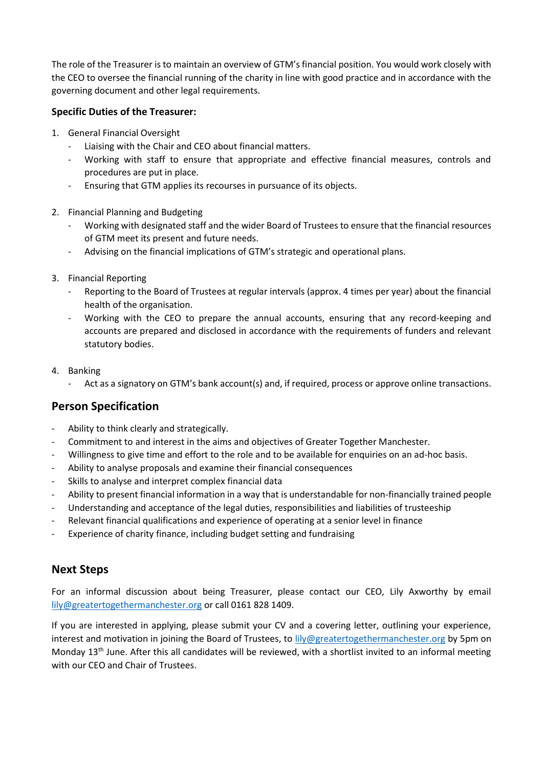The role of the Treasurer is to maintain an overview of GTM's financial position. You would work closely with the CEO to oversee the financial running of the charity in line with good practice and in accordance with the governing document and other legal requirements.

**Specific Duties of the Treasurer:**

1. General Financial Oversight
   - Liaising with the Chair and CEO about financial matters.
   - Working with staff to ensure that appropriate and effective financial measures, controls and procedures are put in place.
   - Ensuring that GTM applies its recourses in pursuance of its objects.

2. Financial Planning and Budgeting
   - Working with designated staff and the wider Board of Trustees to ensure that the financial resources of GTM meet its present and future needs.
   - Advising on the financial implications of GTM's strategic and operational plans.

3. Financial Reporting
   - Reporting to the Board of Trustees at regular intervals (approx. 4 times per year) about the financial health of the organisation.
   - Working with the CEO to prepare the annual accounts, ensuring that any record-keeping and accounts are prepared and disclosed in accordance with the requirements of funders and relevant statutory bodies.

4. Banking
   - Act as a signatory on GTM's bank account(s) and, if required, process or approve online transactions.

## Person Specification

- Ability to think clearly and strategically.
- Commitment to and interest in the aims and objectives of Greater Together Manchester.
- Willingness to give time and effort to the role and to be available for enquiries on an ad-hoc basis.
- Ability to analyse proposals and examine their financial consequences
- Skills to analyse and interpret complex financial data
- Ability to present financial information in a way that is understandable for non-financially trained people
- Understanding and acceptance of the legal duties, responsibilities and liabilities of trusteeship
- Relevant financial qualifications and experience of operating at a senior level in finance
- Experience of charity finance, including budget setting and fundraising

## Next Steps

For an informal discussion about being Treasurer, please contact our CEO, Lily Axworthy by email lily@greatertogethermanchester.org or call 0161 828 1409.

If you are interested in applying, please submit your CV and a covering letter, outlining your experience, interest and motivation in joining the Board of Trustees, to lily@greatertogethermanchester.org by 5pm on Monday 13th June. After this all candidates will be reviewed, with a shortlist invited to an informal meeting with our CEO and Chair of Trustees.